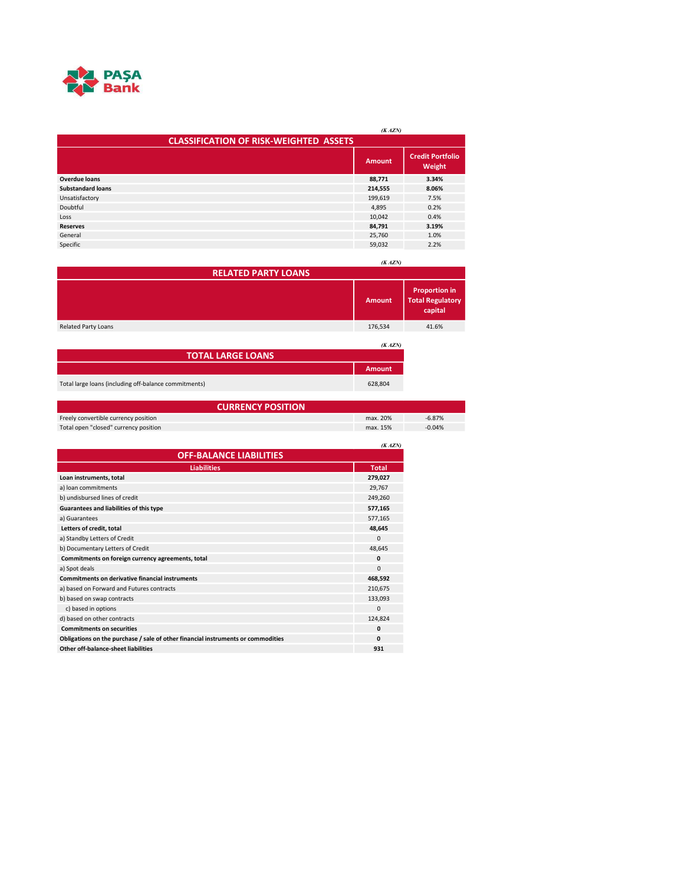PAŞA Bank

*(K AZN)*

## CLASSIFICATION OF RISK-WEIGHTED ASSETS

| | Amount | Credit Portfolio Weight |
|---|---|---|
| **Overdue loans** | **88,771** | **3.34%** |
| **Substandard loans** | **214,555** | **8.06%** |
| Unsatisfactory | 199,619 | 7.5% |
| Doubtful | 4,895 | 0.2% |
| Loss | 10,042 | 0.4% |
| **Reserves** | **84,791** | **3.19%** |
| General | 25,760 | 1.0% |
| Specific | 59,032 | 2.2% |

*(K AZN)*

## RELATED PARTY LOANS

| | Amount | Proportion in Total Regulatory capital |
|---|---|---|
| Related Party Loans | 176,534 | 41.6% |

*(K AZN)*

## TOTAL LARGE LOANS

| | Amount |
|---|---|
| Total large loans (including off-balance commitments) | 628,804 |

## CURRENCY POSITION

| | | |
|---|---|---|
| Freely convertible currency position | max. 20% | -6.87% |
| Total open "closed" currency position | max. 15% | -0.04% |

*(K AZN)*

## OFF-BALANCE LIABILITIES

| Liabilities | Total |
|---|---|
| **Loan instruments, total** | **279,027** |
| a) loan commitments | 29,767 |
| b) undisbursed lines of credit | 249,260 |
| **Guarantees and liabilities of this type** | **577,165** |
| a) Guarantees | 577,165 |
| **Letters of credit, total** | **48,645** |
| a) Standby Letters of Credit | 0 |
| b) Documentary Letters of Credit | 48,645 |
| **Commitments on foreign currency agreements, total** | **0** |
| a) Spot deals | 0 |
| **Commitments on derivative financial instruments** | **468,592** |
| a) based on Forward and Futures contracts | 210,675 |
| b) based on swap contracts | 133,093 |
| c) based in options | 0 |
| d) based on other contracts | 124,824 |
| **Commitments on securities** | **0** |
| **Obligations on the purchase / sale of other financial instruments or commodities** | **0** |
| **Other off-balance-sheet liabilities** | **931** |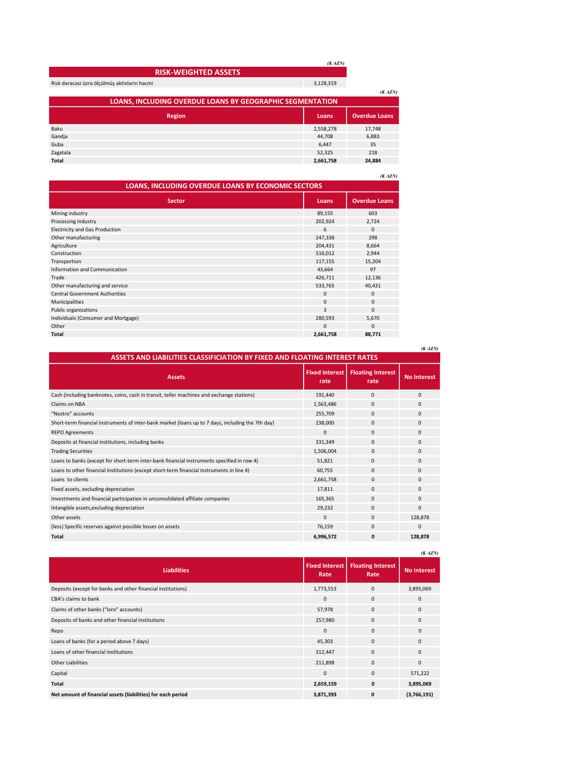*(K AZN)*

## RISK-WEIGHTED ASSETS

| | |
|---|---|
| Risk daracasi üzra ölçülmüş aktivlarin hacmi | 3,128,319 |

*(K AZN)*

## LOANS, INCLUDING OVERDUE LOANS BY GEOGRAPHIC SEGMENTATION

| Region | Loans | Overdue Loans |
|---|---|---|
| Baku | 2,558,278 | 17,748 |
| Gandja | 44,708 | 6,883 |
| Guba | 6,447 | 35 |
| Zagatala | 52,325 | 218 |
| **Total** | **2,661,758** | **24,884** |

*(K AZN)*

## LOANS, INCLUDING OVERDUE LOANS BY ECONOMIC SECTORS

| Sector | Loans | Overdue Loans |
|---|---|---|
| Mining industry | 89,155 | 603 |
| Processing industry | 202,924 | 2,724 |
| Electricity and Gas Production | 6 | 0 |
| Other manufacturing | 247,338 | 298 |
| Agriculture | 204,431 | 8,664 |
| Construction | 516,012 | 2,944 |
| Transportion | 117,155 | 15,204 |
| Information and Communication | 43,664 | 97 |
| Trade | 426,711 | 12,136 |
| Other manufacturing and service | 533,765 | 40,431 |
| Central Government Authorities | 0 | 0 |
| Municipalities | 0 | 0 |
| Public organizations | 3 | 0 |
| Individuals (Consumer and Mortgage) | 280,593 | 5,670 |
| Other | 0 | 0 |
| **Total** | **2,661,758** | **88,771** |

*(K AZN)*

## ASSETS AND LIABILITIES CLASSIFICIATION BY FIXED AND FLOATING INTEREST RATES

| Assets | Fixed Interest rate | Floating Interest rate | No Interest |
|---|---|---|---|
| Cash (including banknotes, coins, cash in transit, teller machines and exchange stations) | 191,440 | 0 | 0 |
| Claims on NBA | 1,563,486 | 0 | 0 |
| "Nostro" accounts | 255,709 | 0 | 0 |
| Short-term financial instruments of inter-bank market (loans up to 7 days, including the 7th day) | 238,000 | 0 | 0 |
| REPO Agreements | 0 | 0 | 0 |
| Deposits at financial institutions, including banks | 331,349 | 0 | 0 |
| Trading Securities | 1,506,004 | 0 | 0 |
| Loans to banks (except for short-term inter-bank financial instruments specified in row 4) | 51,821 | 0 | 0 |
| Loans to other financial institutions (except short-term financial instruments in line 4) | 60,755 | 0 | 0 |
| Loans to clients | 2,661,758 | 0 | 0 |
| Fixed assets, excluding depreciation | 17,811 | 0 | 0 |
| Investments and financial participation in unconsolidated affiliate companies | 165,365 | 0 | 0 |
| Intangible assets,excluding depreciation | 29,232 | 0 | 0 |
| Other assets | 0 | 0 | 128,878 |
| (less) Specific reserves against possible losses on assets | 76,159 | 0 | 0 |
| **Total** | **6,996,572** | **0** | **128,878** |

*(K AZN)*

| Liabilities | Fixed Interest Rate | Floating Interest Rate | No interest |
|---|---|---|---|
| Deposits (except for banks and other financial institutions) | 1,773,553 | 0 | 3,895,069 |
| CBA's claims to bank | 0 | 0 | 0 |
| Claims of other banks ("loro" accounts) | 57,978 | 0 | 0 |
| Deposits of banks and other financial institutions | 257,980 | 0 | 0 |
| Repo | 0 | 0 | 0 |
| Loans of banks (for a period above 7 days) | 45,303 | 0 | 0 |
| Loans of other financial institutions | 312,447 | 0 | 0 |
| Other Liabilities | 211,898 | 0 | 0 |
| Capital | 0 | 0 | 571,222 |
| **Total** | **2,659,159** | **0** | **3,895,069** |
| **Net amount of financial assets (liabilities) for each period** | **3,871,393** | **0** | **(3,766,191)** |